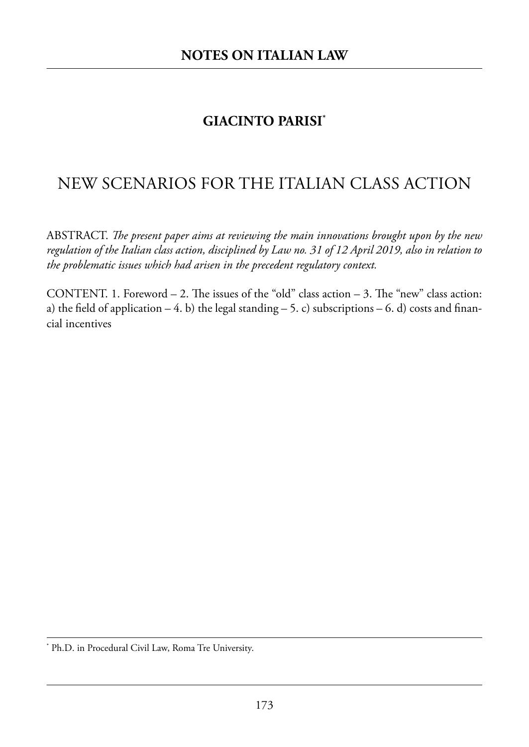**NOTES ON ITALIAN LAW**

## GIACINTO PARISI*

# NEW SCENARIOS FOR THE ITALIAN CLASS ACTION

ABSTRACT. *The present paper aims at reviewing the main innovations brought upon by the new regulation of the Italian class action, disciplined by Law no. 31 of 12 April 2019, also in relation to the problematic issues which had arisen in the precedent regulatory context.*

CONTENT. 1. Foreword – 2. The issues of the "old" class action – 3. The "new" class action: a) the field of application – 4. b) the legal standing – 5. c) subscriptions – 6. d) costs and financial incentives

* Ph.D. in Procedural Civil Law, Roma Tre University.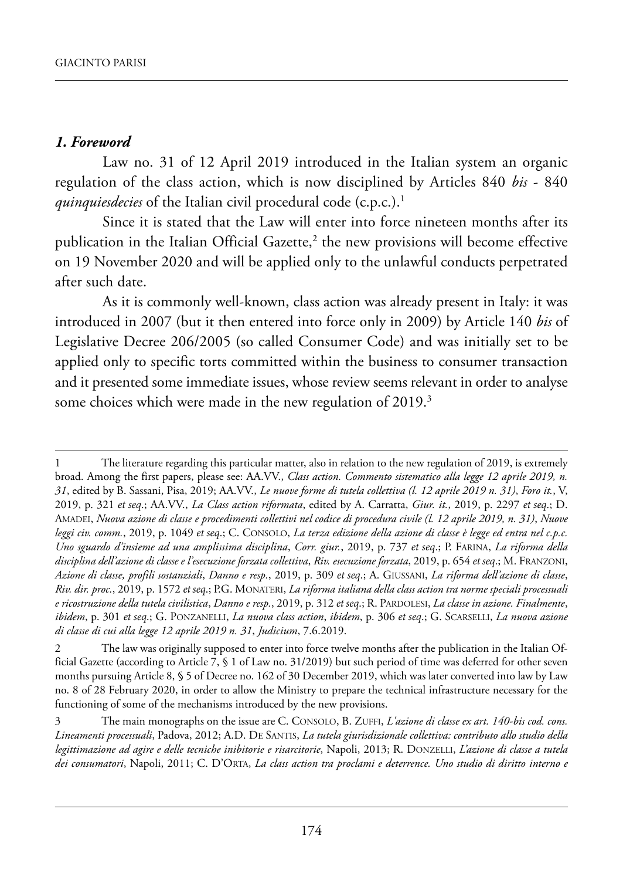## *1. Foreword*

Law no. 31 of 12 April 2019 introduced in the Italian system an organic regulation of the class action, which is now disciplined by Articles 840 *bis* - 840 *quinquiesdecies* of the Italian civil procedural code (c.p.c.).[1]

Since it is stated that the Law will enter into force nineteen months after its publication in the Italian Official Gazette,[2] the new provisions will become effective on 19 November 2020 and will be applied only to the unlawful conducts perpetrated after such date.

As it is commonly well-known, class action was already present in Italy: it was introduced in 2007 (but it then entered into force only in 2009) by Article 140 *bis* of Legislative Decree 206/2005 (so called Consumer Code) and was initially set to be applied only to specific torts committed within the business to consumer transaction and it presented some immediate issues, whose review seems relevant in order to analyse some choices which were made in the new regulation of 2019.[3]

---

1 The literature regarding this particular matter, also in relation to the new regulation of 2019, is extremely broad. Among the first papers, please see: AA.VV., *Class action. Commento sistematico alla legge 12 aprile 2019, n. 31*, edited by B. Sassani, Pisa, 2019; AA.VV., *Le nuove forme di tutela collettiva (l. 12 aprile 2019 n. 31)*, *Foro it.*, V, 2019, p. 321 *et seq.*; AA.VV., *La Class action riformata*, edited by A. Carratta, *Giur. it.*, 2019, p. 2297 *et seq.*; D. Amadei, *Nuova azione di classe e procedimenti collettivi nel codice di procedura civile (l. 12 aprile 2019, n. 31)*, *Nuove leggi civ. comm.*, 2019, p. 1049 *et seq.*; C. Consolo, *La terza edizione della azione di classe è legge ed entra nel c.p.c. Uno sguardo d'insieme ad una amplissima disciplina*, *Corr. giur.*, 2019, p. 737 *et seq.*; P. Farina, *La riforma della disciplina dell'azione di classe e l'esecuzione forzata collettiva*, *Riv. esecuzione forzata*, 2019, p. 654 *et seq.*; M. Franzoni, *Azione di classe, profili sostanziali*, *Danno e resp.*, 2019, p. 309 *et seq.*; A. Giussani, *La riforma dell'azione di classe*, *Riv. dir. proc.*, 2019, p. 1572 *et seq.*; P.G. Monateri, *La riforma italiana della class action tra norme speciali processuali e ricostruzione della tutela civilistica*, *Danno e resp.*, 2019, p. 312 *et seq.*; R. Pardolesi, *La classe in azione. Finalmente*, *ibidem*, p. 301 *et seq.*; G. Ponzanelli, *La nuova class action*, *ibidem*, p. 306 *et seq.*; G. Scarselli, *La nuova azione di classe di cui alla legge 12 aprile 2019 n. 31*, *Judicium*, 7.6.2019.

2 The law was originally supposed to enter into force twelve months after the publication in the Italian Official Gazette (according to Article 7, § 1 of Law no. 31/2019) but such period of time was deferred for other seven months pursuing Article 8, § 5 of Decree no. 162 of 30 December 2019, which was later converted into law by Law no. 8 of 28 February 2020, in order to allow the Ministry to prepare the technical infrastructure necessary for the functioning of some of the mechanisms introduced by the new provisions.

3 The main monographs on the issue are C. Consolo, B. Zuffi, *L'azione di classe ex art. 140-bis cod. cons. Lineamenti processuali*, Padova, 2012; A.D. De Santis, *La tutela giurisdizionale collettiva: contributo allo studio della legittimazione ad agire e delle tecniche inibitorie e risarcitorie*, Napoli, 2013; R. Donzelli, *L'azione di classe a tutela dei consumatori*, Napoli, 2011; C. D'Orta, *La class action tra proclami e deterrence. Uno studio di diritto interno e*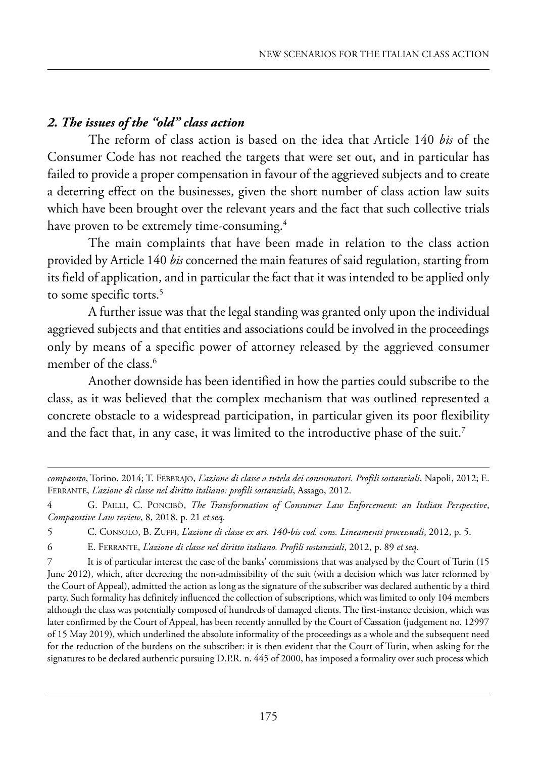## *2. The issues of the "old" class action*

The reform of class action is based on the idea that Article 140 *bis* of the Consumer Code has not reached the targets that were set out, and in particular has failed to provide a proper compensation in favour of the aggrieved subjects and to create a deterring effect on the businesses, given the short number of class action law suits which have been brought over the relevant years and the fact that such collective trials have proven to be extremely time-consuming.[4]

The main complaints that have been made in relation to the class action provided by Article 140 *bis* concerned the main features of said regulation, starting from its field of application, and in particular the fact that it was intended to be applied only to some specific torts.[5]

A further issue was that the legal standing was granted only upon the individual aggrieved subjects and that entities and associations could be involved in the proceedings only by means of a specific power of attorney released by the aggrieved consumer member of the class.[6]

Another downside has been identified in how the parties could subscribe to the class, as it was believed that the complex mechanism that was outlined represented a concrete obstacle to a widespread participation, in particular given its poor flexibility and the fact that, in any case, it was limited to the introductive phase of the suit.[7]

---

*comparato*, Torino, 2014; T. Febbrajo, *L'azione di classe a tutela dei consumatori. Profili sostanziali*, Napoli, 2012; E. Ferrante, *L'azione di classe nel diritto italiano: profili sostanziali*, Assago, 2012.

4 G. Pailli, C. Poncibò, *The Transformation of Consumer Law Enforcement: an Italian Perspective*, *Comparative Law review*, 8, 2018, p. 21 *et seq*.

5 C. Consolo, B. Zuffi, *L'azione di classe ex art. 140-bis cod. cons. Lineamenti processuali*, 2012, p. 5.

6 E. Ferrante, *L'azione di classe nel diritto italiano. Profili sostanziali*, 2012, p. 89 *et seq*.

7 It is of particular interest the case of the banks' commissions that was analysed by the Court of Turin (15 June 2012), which, after decreeing the non-admissibility of the suit (with a decision which was later reformed by the Court of Appeal), admitted the action as long as the signature of the subscriber was declared authentic by a third party. Such formality has definitely influenced the collection of subscriptions, which was limited to only 104 members although the class was potentially composed of hundreds of damaged clients. The first-instance decision, which was later confirmed by the Court of Appeal, has been recently annulled by the Court of Cassation (judgement no. 12997 of 15 May 2019), which underlined the absolute informality of the proceedings as a whole and the subsequent need for the reduction of the burdens on the subscriber: it is then evident that the Court of Turin, when asking for the signatures to be declared authentic pursuing D.P.R. n. 445 of 2000, has imposed a formality over such process which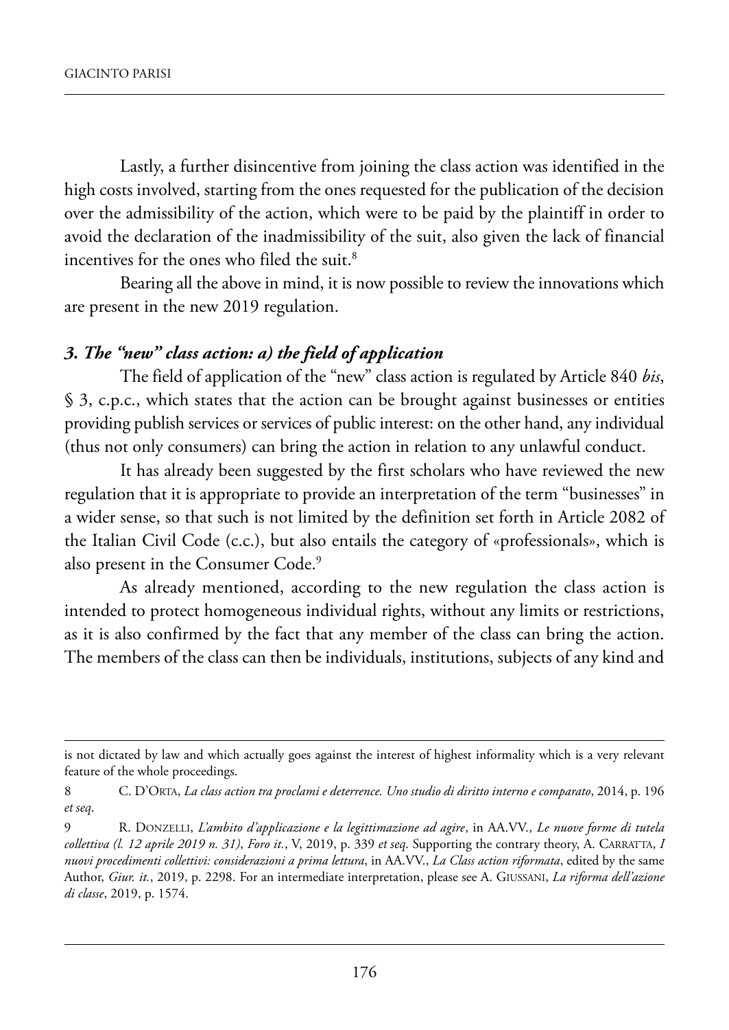Lastly, a further disincentive from joining the class action was identified in the high costs involved, starting from the ones requested for the publication of the decision over the admissibility of the action, which were to be paid by the plaintiff in order to avoid the declaration of the inadmissibility of the suit, also given the lack of financial incentives for the ones who filed the suit.[8]

Bearing all the above in mind, it is now possible to review the innovations which are present in the new 2019 regulation.

### *3. The "new" class action: a) the field of application*

The field of application of the "new" class action is regulated by Article 840 *bis*, § 3, c.p.c., which states that the action can be brought against businesses or entities providing publish services or services of public interest: on the other hand, any individual (thus not only consumers) can bring the action in relation to any unlawful conduct.

It has already been suggested by the first scholars who have reviewed the new regulation that it is appropriate to provide an interpretation of the term "businesses" in a wider sense, so that such is not limited by the definition set forth in Article 2082 of the Italian Civil Code (c.c.), but also entails the category of «professionals», which is also present in the Consumer Code.[9]

As already mentioned, according to the new regulation the class action is intended to protect homogeneous individual rights, without any limits or restrictions, as it is also confirmed by the fact that any member of the class can bring the action. The members of the class can then be individuals, institutions, subjects of any kind and

---

is not dictated by law and which actually goes against the interest of highest informality which is a very relevant feature of the whole proceedings.

8 C. D'ORTA, *La class action tra proclami e deterrence. Uno studio di diritto interno e comparato*, 2014, p. 196 *et seq*.

9 R. DONZELLI, *L'ambito d'applicazione e la legittimazione ad agire*, in AA.VV., *Le nuove forme di tutela collettiva (l. 12 aprile 2019 n. 31)*, *Foro it.*, V, 2019, p. 339 *et seq*. Supporting the contrary theory, A. CARRATTA, *I nuovi procedimenti collettivi: considerazioni a prima lettura*, in AA.VV., *La Class action riformata*, edited by the same Author, *Giur. it.*, 2019, p. 2298. For an intermediate interpretation, please see A. GIUSSANI, *La riforma dell'azione di classe*, 2019, p. 1574.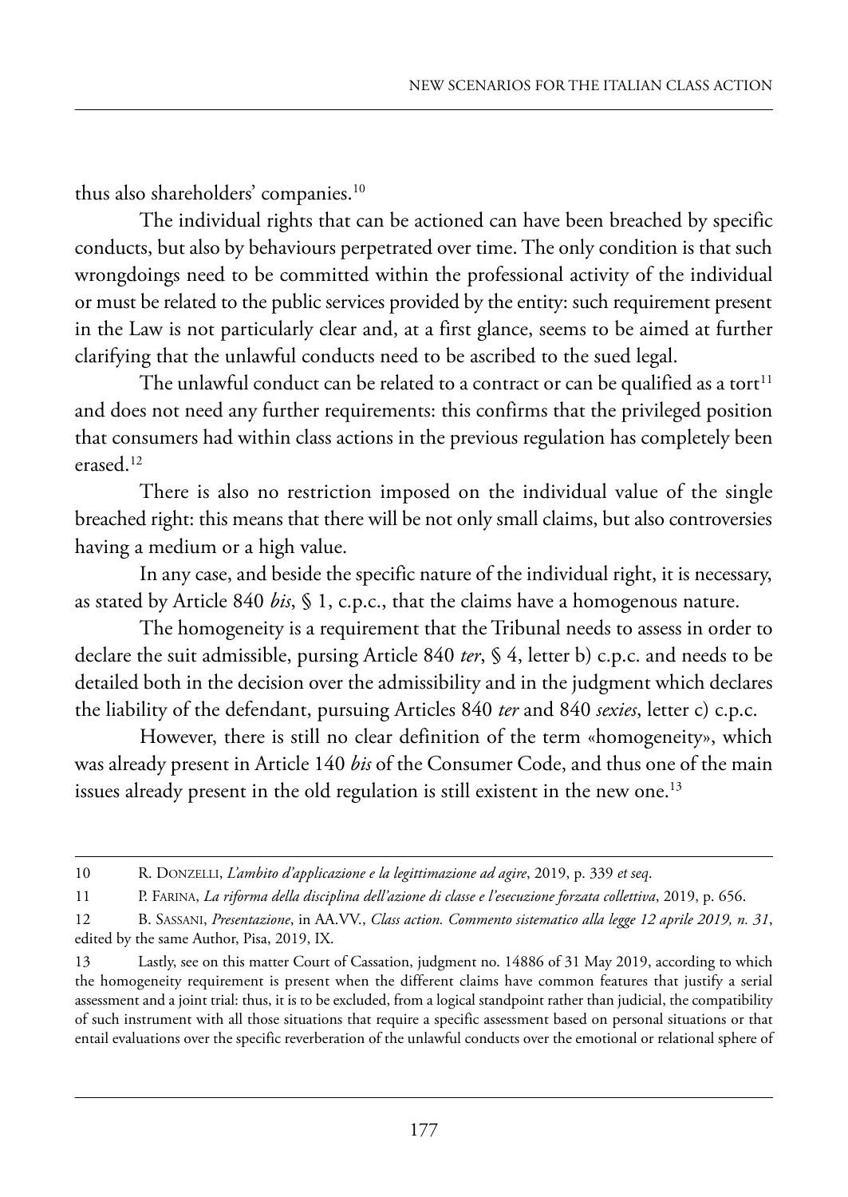thus also shareholders' companies.[10]

The individual rights that can be actioned can have been breached by specific conducts, but also by behaviours perpetrated over time. The only condition is that such wrongdoings need to be committed within the professional activity of the individual or must be related to the public services provided by the entity: such requirement present in the Law is not particularly clear and, at a first glance, seems to be aimed at further clarifying that the unlawful conducts need to be ascribed to the sued legal.

The unlawful conduct can be related to a contract or can be qualified as a tort[11] and does not need any further requirements: this confirms that the privileged position that consumers had within class actions in the previous regulation has completely been erased.[12]

There is also no restriction imposed on the individual value of the single breached right: this means that there will be not only small claims, but also controversies having a medium or a high value.

In any case, and beside the specific nature of the individual right, it is necessary, as stated by Article 840 *bis*, § 1, c.p.c., that the claims have a homogenous nature.

The homogeneity is a requirement that the Tribunal needs to assess in order to declare the suit admissible, pursing Article 840 *ter*, § 4, letter b) c.p.c. and needs to be detailed both in the decision over the admissibility and in the judgment which declares the liability of the defendant, pursuing Articles 840 *ter* and 840 *sexies*, letter c) c.p.c.

However, there is still no clear definition of the term «homogeneity», which was already present in Article 140 *bis* of the Consumer Code, and thus one of the main issues already present in the old regulation is still existent in the new one.[13]

---

10 R. Donzelli, *L'ambito d'applicazione e la legittimazione ad agire*, 2019, p. 339 *et seq*.

11 P. Farina, *La riforma della disciplina dell'azione di classe e l'esecuzione forzata collettiva*, 2019, p. 656.

12 B. Sassani, *Presentazione*, in AA.VV., *Class action. Commento sistematico alla legge 12 aprile 2019, n. 31*, edited by the same Author, Pisa, 2019, IX.

13 Lastly, see on this matter Court of Cassation, judgment no. 14886 of 31 May 2019, according to which the homogeneity requirement is present when the different claims have common features that justify a serial assessment and a joint trial: thus, it is to be excluded, from a logical standpoint rather than judicial, the compatibility of such instrument with all those situations that require a specific assessment based on personal situations or that entail evaluations over the specific reverberation of the unlawful conducts over the emotional or relational sphere of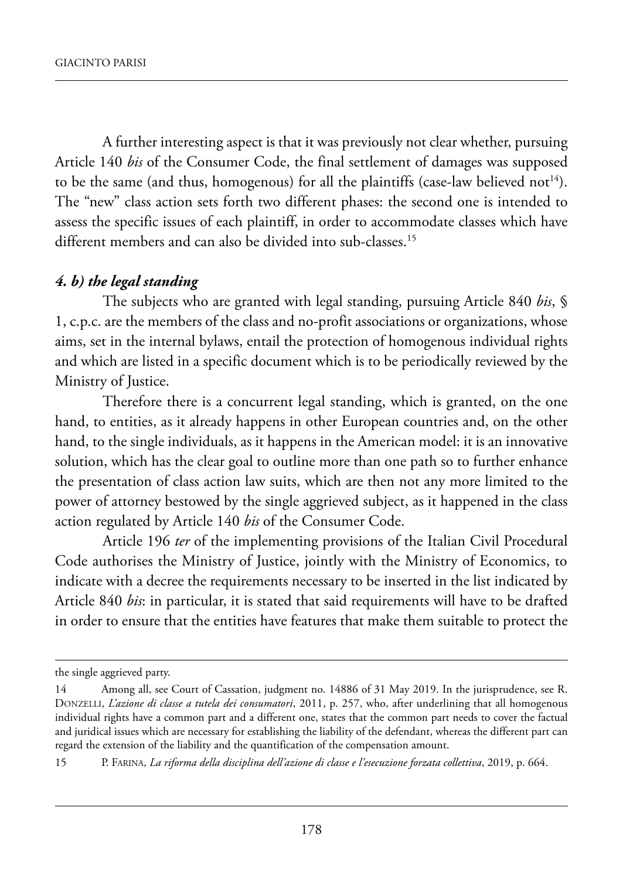A further interesting aspect is that it was previously not clear whether, pursuing Article 140 *bis* of the Consumer Code, the final settlement of damages was supposed to be the same (and thus, homogenous) for all the plaintiffs (case-law believed not[14]). The "new" class action sets forth two different phases: the second one is intended to assess the specific issues of each plaintiff, in order to accommodate classes which have different members and can also be divided into sub-classes.[15]

### *4. b) the legal standing*

The subjects who are granted with legal standing, pursuing Article 840 *bis*, § 1, c.p.c. are the members of the class and no-profit associations or organizations, whose aims, set in the internal bylaws, entail the protection of homogenous individual rights and which are listed in a specific document which is to be periodically reviewed by the Ministry of Justice.

Therefore there is a concurrent legal standing, which is granted, on the one hand, to entities, as it already happens in other European countries and, on the other hand, to the single individuals, as it happens in the American model: it is an innovative solution, which has the clear goal to outline more than one path so to further enhance the presentation of class action law suits, which are then not any more limited to the power of attorney bestowed by the single aggrieved subject, as it happened in the class action regulated by Article 140 *bis* of the Consumer Code.

Article 196 *ter* of the implementing provisions of the Italian Civil Procedural Code authorises the Ministry of Justice, jointly with the Ministry of Economics, to indicate with a decree the requirements necessary to be inserted in the list indicated by Article 840 *bis*: in particular, it is stated that said requirements will have to be drafted in order to ensure that the entities have features that make them suitable to protect the

---

the single aggrieved party.

14 Among all, see Court of Cassation, judgment no. 14886 of 31 May 2019. In the jurisprudence, see R. Donzelli, *L'azione di classe a tutela dei consumatori*, 2011, p. 257, who, after underlining that all homogenous individual rights have a common part and a different one, states that the common part needs to cover the factual and juridical issues which are necessary for establishing the liability of the defendant, whereas the different part can regard the extension of the liability and the quantification of the compensation amount.

15 P. Farina, *La riforma della disciplina dell'azione di classe e l'esecuzione forzata collettiva*, 2019, p. 664.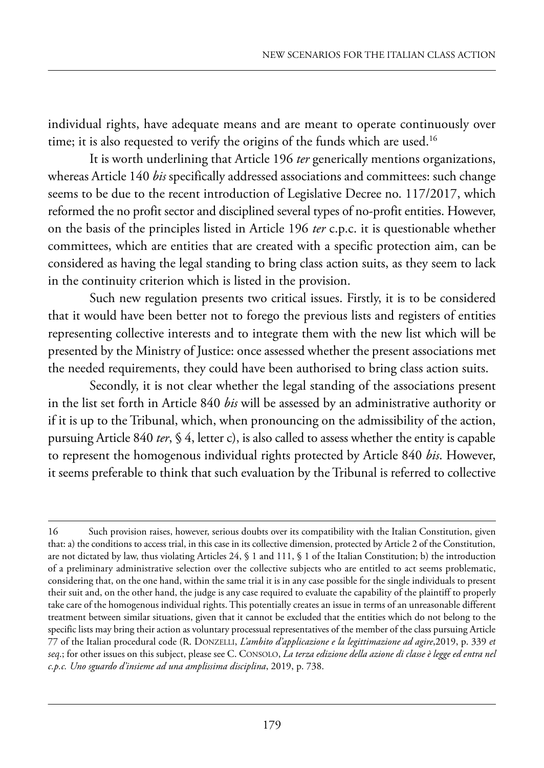individual rights, have adequate means and are meant to operate continuously over time; it is also requested to verify the origins of the funds which are used.[16]

It is worth underlining that Article 196 *ter* generically mentions organizations, whereas Article 140 *bis* specifically addressed associations and committees: such change seems to be due to the recent introduction of Legislative Decree no. 117/2017, which reformed the no profit sector and disciplined several types of no-profit entities. However, on the basis of the principles listed in Article 196 *ter* c.p.c. it is questionable whether committees, which are entities that are created with a specific protection aim, can be considered as having the legal standing to bring class action suits, as they seem to lack in the continuity criterion which is listed in the provision.

Such new regulation presents two critical issues. Firstly, it is to be considered that it would have been better not to forego the previous lists and registers of entities representing collective interests and to integrate them with the new list which will be presented by the Ministry of Justice: once assessed whether the present associations met the needed requirements, they could have been authorised to bring class action suits.

Secondly, it is not clear whether the legal standing of the associations present in the list set forth in Article 840 *bis* will be assessed by an administrative authority or if it is up to the Tribunal, which, when pronouncing on the admissibility of the action, pursuing Article 840 *ter*, § 4, letter c), is also called to assess whether the entity is capable to represent the homogenous individual rights protected by Article 840 *bis*. However, it seems preferable to think that such evaluation by the Tribunal is referred to collective

---

16 Such provision raises, however, serious doubts over its compatibility with the Italian Constitution, given that: a) the conditions to access trial, in this case in its collective dimension, protected by Article 2 of the Constitution, are not dictated by law, thus violating Articles 24, § 1 and 111, § 1 of the Italian Constitution; b) the introduction of a preliminary administrative selection over the collective subjects who are entitled to act seems problematic, considering that, on the one hand, within the same trial it is in any case possible for the single individuals to present their suit and, on the other hand, the judge is any case required to evaluate the capability of the plaintiff to properly take care of the homogenous individual rights. This potentially creates an issue in terms of an unreasonable different treatment between similar situations, given that it cannot be excluded that the entities which do not belong to the specific lists may bring their action as voluntary processual representatives of the member of the class pursuing Article 77 of the Italian procedural code (R. Donzelli, *L'ambito d'applicazione e la legittimazione ad agire*,2019, p. 339 *et seq*.; for other issues on this subject, please see C. Consolo, *La terza edizione della azione di classe è legge ed entra nel c.p.c. Uno sguardo d'insieme ad una amplissima disciplina*, 2019, p. 738.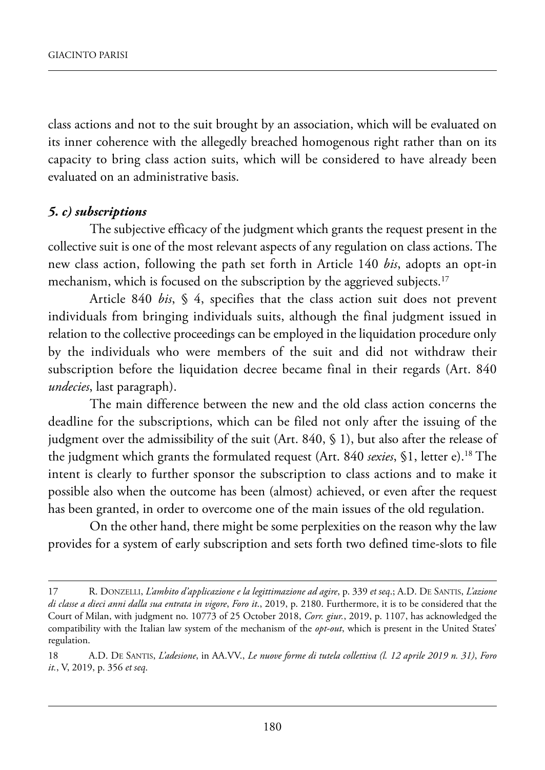class actions and not to the suit brought by an association, which will be evaluated on its inner coherence with the allegedly breached homogenous right rather than on its capacity to bring class action suits, which will be considered to have already been evaluated on an administrative basis.

### *5. c) subscriptions*

The subjective efficacy of the judgment which grants the request present in the collective suit is one of the most relevant aspects of any regulation on class actions. The new class action, following the path set forth in Article 140 *bis*, adopts an opt-in mechanism, which is focused on the subscription by the aggrieved subjects.[17]

Article 840 *bis*, § 4, specifies that the class action suit does not prevent individuals from bringing individuals suits, although the final judgment issued in relation to the collective proceedings can be employed in the liquidation procedure only by the individuals who were members of the suit and did not withdraw their subscription before the liquidation decree became final in their regards (Art. 840 *undecies*, last paragraph).

The main difference between the new and the old class action concerns the deadline for the subscriptions, which can be filed not only after the issuing of the judgment over the admissibility of the suit (Art. 840, § 1), but also after the release of the judgment which grants the formulated request (Art. 840 *sexies*, §1, letter e).[18] The intent is clearly to further sponsor the subscription to class actions and to make it possible also when the outcome has been (almost) achieved, or even after the request has been granted, in order to overcome one of the main issues of the old regulation.

On the other hand, there might be some perplexities on the reason why the law provides for a system of early subscription and sets forth two defined time-slots to file

---

17 R. Donzelli, *L'ambito d'applicazione e la legittimazione ad agire*, p. 339 *et seq*.; A.D. De Santis, *L'azione di classe a dieci anni dalla sua entrata in vigore*, *Foro it*., 2019, p. 2180. Furthermore, it is to be considered that the Court of Milan, with judgment no. 10773 of 25 October 2018, *Corr. giur.*, 2019, p. 1107, has acknowledged the compatibility with the Italian law system of the mechanism of the *opt-out*, which is present in the United States' regulation.

18 A.D. De Santis, *L'adesione*, in AA.VV., *Le nuove forme di tutela collettiva (l. 12 aprile 2019 n. 31)*, *Foro it.*, V, 2019, p. 356 *et seq*.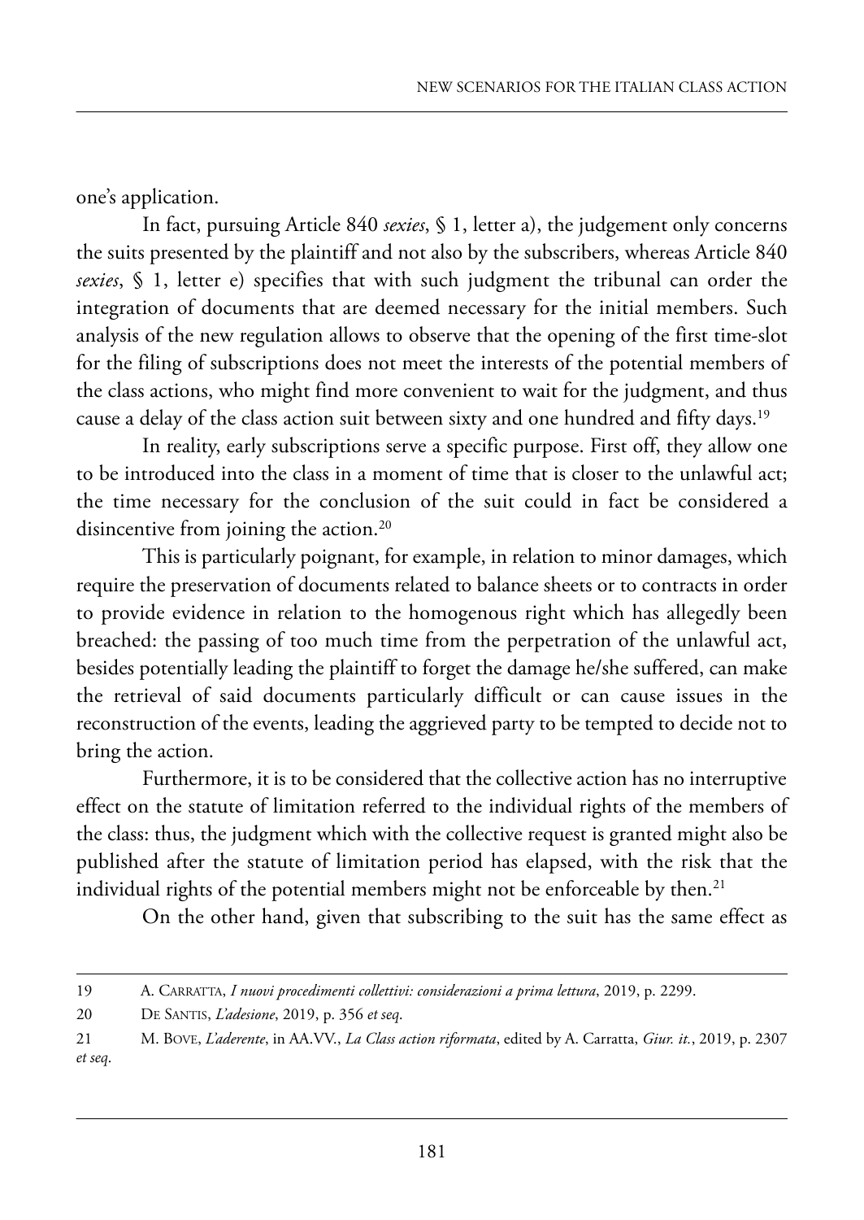one's application.

In fact, pursuing Article 840 *sexies*, § 1, letter a), the judgement only concerns the suits presented by the plaintiff and not also by the subscribers, whereas Article 840 *sexies*, § 1, letter e) specifies that with such judgment the tribunal can order the integration of documents that are deemed necessary for the initial members. Such analysis of the new regulation allows to observe that the opening of the first time-slot for the filing of subscriptions does not meet the interests of the potential members of the class actions, who might find more convenient to wait for the judgment, and thus cause a delay of the class action suit between sixty and one hundred and fifty days.[19]

In reality, early subscriptions serve a specific purpose. First off, they allow one to be introduced into the class in a moment of time that is closer to the unlawful act; the time necessary for the conclusion of the suit could in fact be considered a disincentive from joining the action.[20]

This is particularly poignant, for example, in relation to minor damages, which require the preservation of documents related to balance sheets or to contracts in order to provide evidence in relation to the homogenous right which has allegedly been breached: the passing of too much time from the perpetration of the unlawful act, besides potentially leading the plaintiff to forget the damage he/she suffered, can make the retrieval of said documents particularly difficult or can cause issues in the reconstruction of the events, leading the aggrieved party to be tempted to decide not to bring the action.

Furthermore, it is to be considered that the collective action has no interruptive effect on the statute of limitation referred to the individual rights of the members of the class: thus, the judgment which with the collective request is granted might also be published after the statute of limitation period has elapsed, with the risk that the individual rights of the potential members might not be enforceable by then.[21]

On the other hand, given that subscribing to the suit has the same effect as

---

19 A. Carratta, *I nuovi procedimenti collettivi: considerazioni a prima lettura*, 2019, p. 2299.

20 De Santis, *L'adesione*, 2019, p. 356 *et seq*.

21 M. Bove, *L'aderente*, in AA.VV., *La Class action riformata*, edited by A. Carratta, *Giur. it.*, 2019, p. 2307 *et seq*.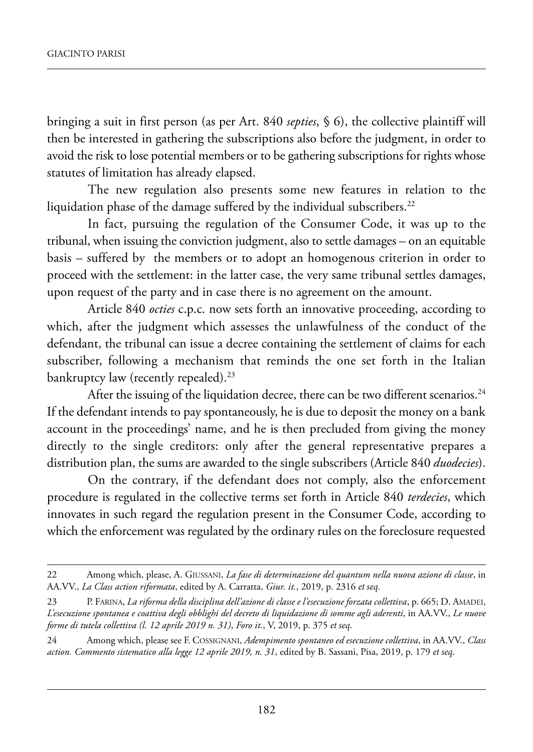bringing a suit in first person (as per Art. 840 *septies*, § 6), the collective plaintiff will then be interested in gathering the subscriptions also before the judgment, in order to avoid the risk to lose potential members or to be gathering subscriptions for rights whose statutes of limitation has already elapsed.

The new regulation also presents some new features in relation to the liquidation phase of the damage suffered by the individual subscribers.[22]

In fact, pursuing the regulation of the Consumer Code, it was up to the tribunal, when issuing the conviction judgment, also to settle damages – on an equitable basis – suffered by the members or to adopt an homogenous criterion in order to proceed with the settlement: in the latter case, the very same tribunal settles damages, upon request of the party and in case there is no agreement on the amount.

Article 840 *octies* c.p.c. now sets forth an innovative proceeding, according to which, after the judgment which assesses the unlawfulness of the conduct of the defendant, the tribunal can issue a decree containing the settlement of claims for each subscriber, following a mechanism that reminds the one set forth in the Italian bankruptcy law (recently repealed).[23]

After the issuing of the liquidation decree, there can be two different scenarios.[24] If the defendant intends to pay spontaneously, he is due to deposit the money on a bank account in the proceedings' name, and he is then precluded from giving the money directly to the single creditors: only after the general representative prepares a distribution plan, the sums are awarded to the single subscribers (Article 840 *duodecies*).

On the contrary, if the defendant does not comply, also the enforcement procedure is regulated in the collective terms set forth in Article 840 *terdecies*, which innovates in such regard the regulation present in the Consumer Code, according to which the enforcement was regulated by the ordinary rules on the foreclosure requested

---

22 Among which, please, A. Giussani, *La fase di determinazione del quantum nella nuova azione di classe*, in AA.VV., *La Class action riformata*, edited by A. Carratta, *Giur. it.*, 2019, p. 2316 *et seq*.

23 P. Farina, *La riforma della disciplina dell'azione di classe e l'esecuzione forzata collettiva*, p. 665; D. Amadei, *L'esecuzione spontanea e coattiva degli obblighi del decreto di liquidazione di somme agli aderenti*, in AA.VV., *Le nuove forme di tutela collettiva (l. 12 aprile 2019 n. 31)*, *Foro it.*, V, 2019, p. 375 *et seq*.

24 Among which, please see F. Cossignani, *Adempimento spontaneo ed esecuzione collettiva*, in AA.VV., *Class action. Commento sistematico alla legge 12 aprile 2019, n. 31*, edited by B. Sassani, Pisa, 2019, p. 179 *et seq*.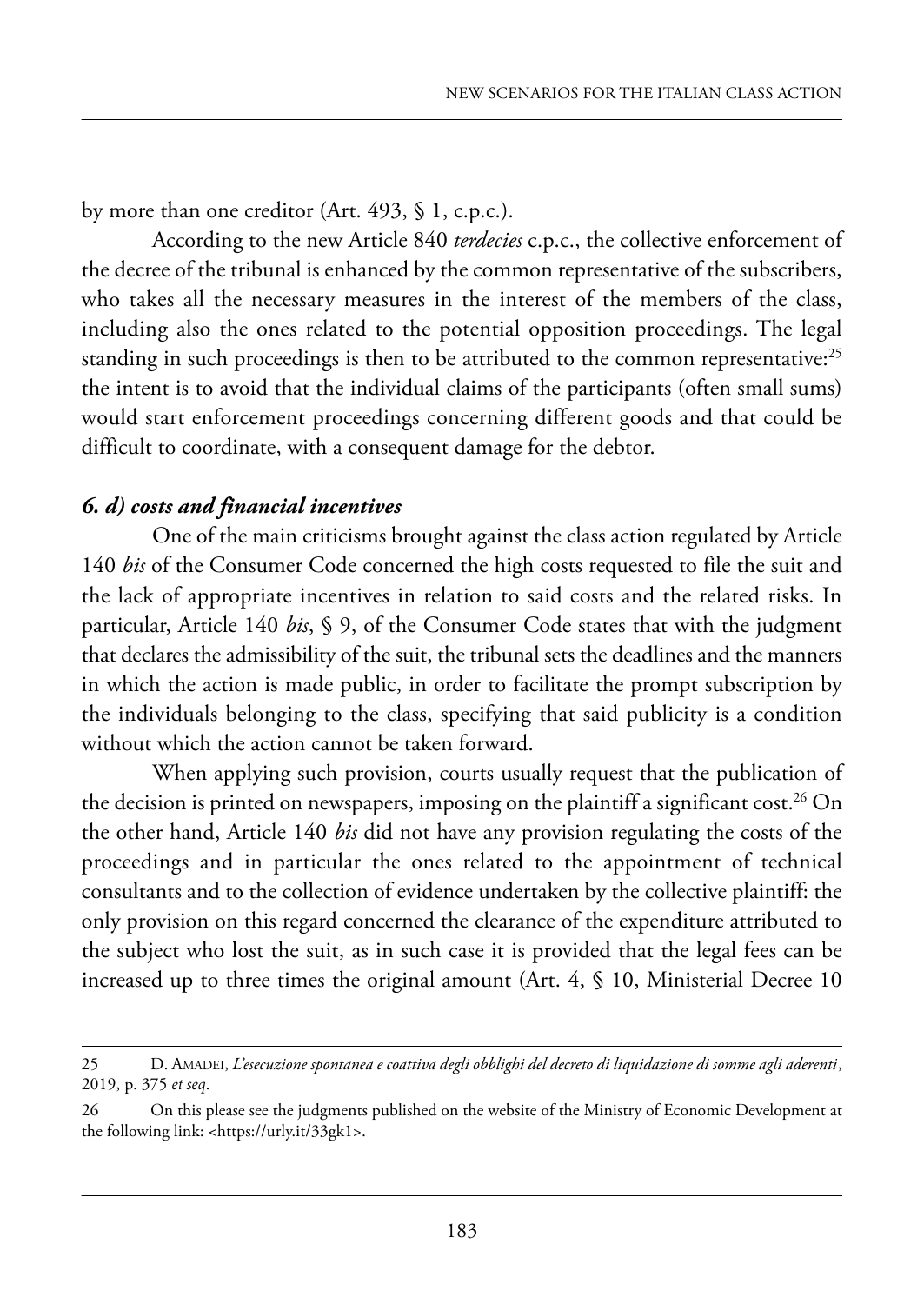by more than one creditor (Art. 493, § 1, c.p.c.).

According to the new Article 840 *terdecies* c.p.c., the collective enforcement of the decree of the tribunal is enhanced by the common representative of the subscribers, who takes all the necessary measures in the interest of the members of the class, including also the ones related to the potential opposition proceedings. The legal standing in such proceedings is then to be attributed to the common representative:[25] the intent is to avoid that the individual claims of the participants (often small sums) would start enforcement proceedings concerning different goods and that could be difficult to coordinate, with a consequent damage for the debtor.

### *6. d) costs and financial incentives*

One of the main criticisms brought against the class action regulated by Article 140 *bis* of the Consumer Code concerned the high costs requested to file the suit and the lack of appropriate incentives in relation to said costs and the related risks. In particular, Article 140 *bis*, § 9, of the Consumer Code states that with the judgment that declares the admissibility of the suit, the tribunal sets the deadlines and the manners in which the action is made public, in order to facilitate the prompt subscription by the individuals belonging to the class, specifying that said publicity is a condition without which the action cannot be taken forward.

When applying such provision, courts usually request that the publication of the decision is printed on newspapers, imposing on the plaintiff a significant cost.[26] On the other hand, Article 140 *bis* did not have any provision regulating the costs of the proceedings and in particular the ones related to the appointment of technical consultants and to the collection of evidence undertaken by the collective plaintiff: the only provision on this regard concerned the clearance of the expenditure attributed to the subject who lost the suit, as in such case it is provided that the legal fees can be increased up to three times the original amount (Art. 4, § 10, Ministerial Decree 10

---

25 D. Amadei, *L'esecuzione spontanea e coattiva degli obblighi del decreto di liquidazione di somme agli aderenti*, 2019, p. 375 *et seq*.

26 On this please see the judgments published on the website of the Ministry of Economic Development at the following link: <https://urly.it/33gk1>.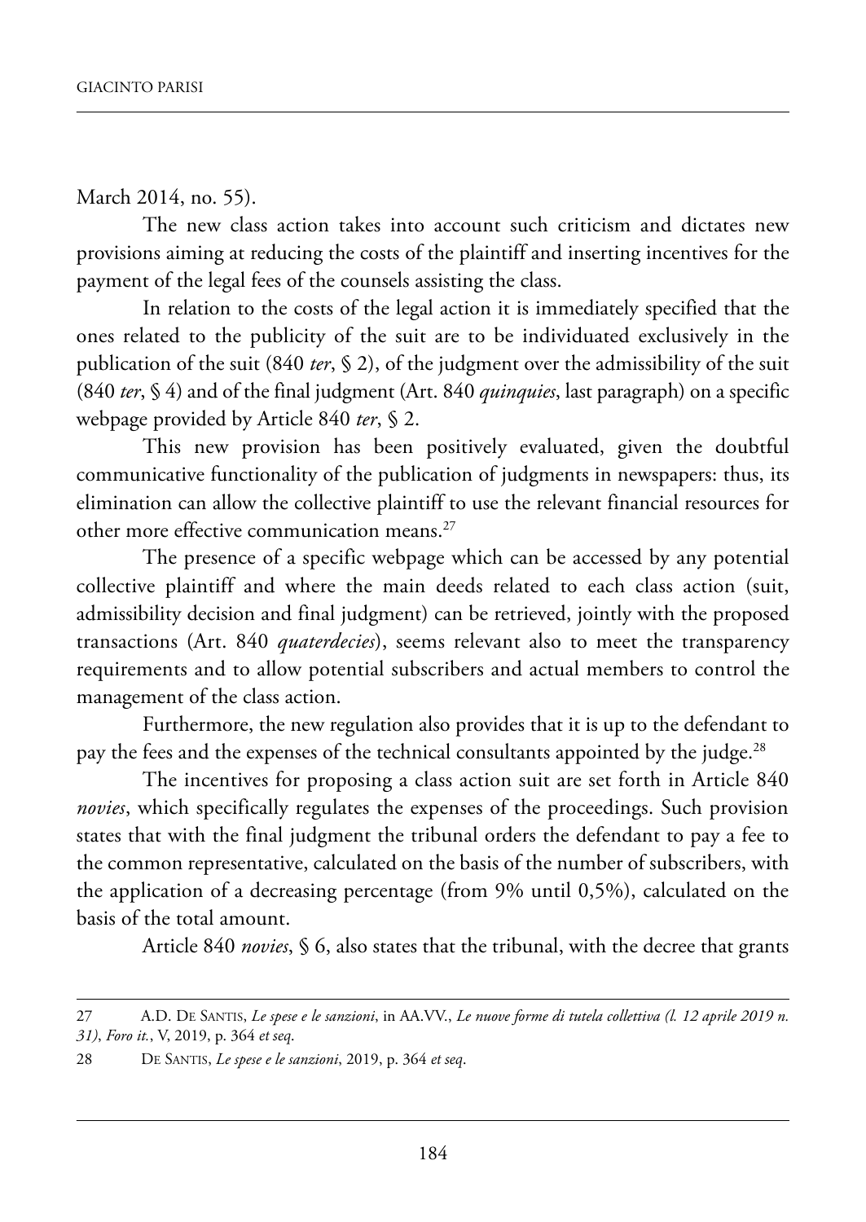March 2014, no. 55).

The new class action takes into account such criticism and dictates new provisions aiming at reducing the costs of the plaintiff and inserting incentives for the payment of the legal fees of the counsels assisting the class.

In relation to the costs of the legal action it is immediately specified that the ones related to the publicity of the suit are to be individuated exclusively in the publication of the suit (840 *ter*, § 2), of the judgment over the admissibility of the suit (840 *ter*, § 4) and of the final judgment (Art. 840 *quinquies*, last paragraph) on a specific webpage provided by Article 840 *ter*, § 2.

This new provision has been positively evaluated, given the doubtful communicative functionality of the publication of judgments in newspapers: thus, its elimination can allow the collective plaintiff to use the relevant financial resources for other more effective communication means.[27]

The presence of a specific webpage which can be accessed by any potential collective plaintiff and where the main deeds related to each class action (suit, admissibility decision and final judgment) can be retrieved, jointly with the proposed transactions (Art. 840 *quaterdecies*), seems relevant also to meet the transparency requirements and to allow potential subscribers and actual members to control the management of the class action.

Furthermore, the new regulation also provides that it is up to the defendant to pay the fees and the expenses of the technical consultants appointed by the judge.[28]

The incentives for proposing a class action suit are set forth in Article 840 *novies*, which specifically regulates the expenses of the proceedings. Such provision states that with the final judgment the tribunal orders the defendant to pay a fee to the common representative, calculated on the basis of the number of subscribers, with the application of a decreasing percentage (from 9% until 0,5%), calculated on the basis of the total amount.

Article 840 *novies*, § 6, also states that the tribunal, with the decree that grants

---

27 A.D. De Santis, *Le spese e le sanzioni*, in AA.VV., *Le nuove forme di tutela collettiva (l. 12 aprile 2019 n. 31)*, *Foro it.*, V, 2019, p. 364 *et seq.*

28 De Santis, *Le spese e le sanzioni*, 2019, p. 364 *et seq.*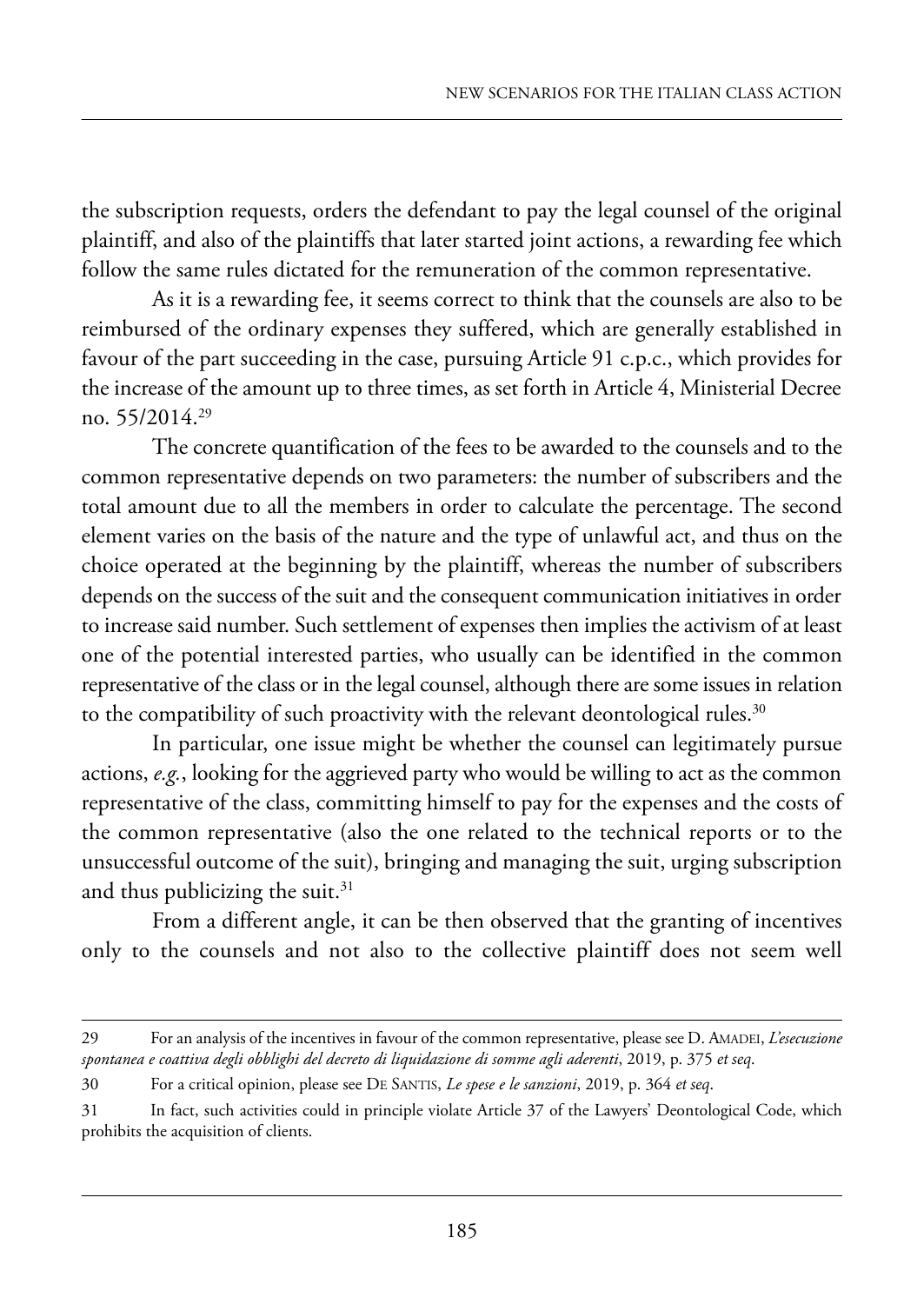the subscription requests, orders the defendant to pay the legal counsel of the original plaintiff, and also of the plaintiffs that later started joint actions, a rewarding fee which follow the same rules dictated for the remuneration of the common representative.

As it is a rewarding fee, it seems correct to think that the counsels are also to be reimbursed of the ordinary expenses they suffered, which are generally established in favour of the part succeeding in the case, pursuing Article 91 c.p.c., which provides for the increase of the amount up to three times, as set forth in Article 4, Ministerial Decree no. 55/2014.[29]

The concrete quantification of the fees to be awarded to the counsels and to the common representative depends on two parameters: the number of subscribers and the total amount due to all the members in order to calculate the percentage. The second element varies on the basis of the nature and the type of unlawful act, and thus on the choice operated at the beginning by the plaintiff, whereas the number of subscribers depends on the success of the suit and the consequent communication initiatives in order to increase said number. Such settlement of expenses then implies the activism of at least one of the potential interested parties, who usually can be identified in the common representative of the class or in the legal counsel, although there are some issues in relation to the compatibility of such proactivity with the relevant deontological rules.[30]

In particular, one issue might be whether the counsel can legitimately pursue actions, *e.g.*, looking for the aggrieved party who would be willing to act as the common representative of the class, committing himself to pay for the expenses and the costs of the common representative (also the one related to the technical reports or to the unsuccessful outcome of the suit), bringing and managing the suit, urging subscription and thus publicizing the suit.[31]

From a different angle, it can be then observed that the granting of incentives only to the counsels and not also to the collective plaintiff does not seem well

---

29 For an analysis of the incentives in favour of the common representative, please see D. Amadei, *L'esecuzione spontanea e coattiva degli obblighi del decreto di liquidazione di somme agli aderenti*, 2019, p. 375 *et seq*.

30 For a critical opinion, please see De Santis, *Le spese e le sanzioni*, 2019, p. 364 *et seq*.

31 In fact, such activities could in principle violate Article 37 of the Lawyers' Deontological Code, which prohibits the acquisition of clients.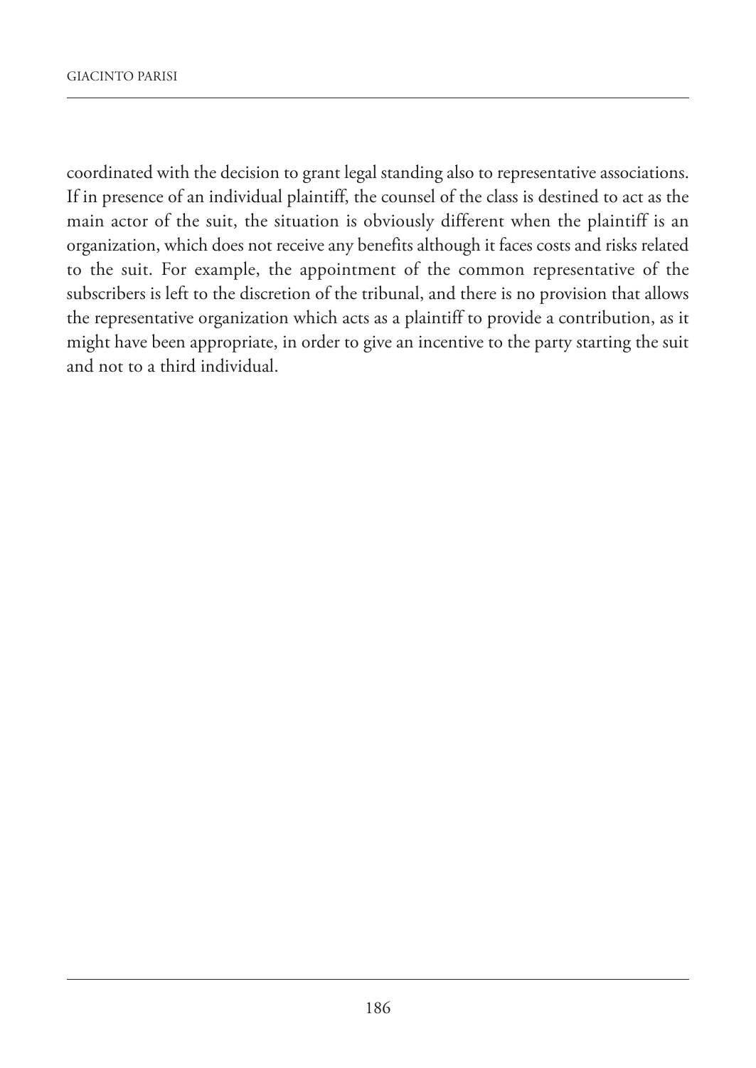coordinated with the decision to grant legal standing also to representative associations. If in presence of an individual plaintiff, the counsel of the class is destined to act as the main actor of the suit, the situation is obviously different when the plaintiff is an organization, which does not receive any benefits although it faces costs and risks related to the suit. For example, the appointment of the common representative of the subscribers is left to the discretion of the tribunal, and there is no provision that allows the representative organization which acts as a plaintiff to provide a contribution, as it might have been appropriate, in order to give an incentive to the party starting the suit and not to a third individual.